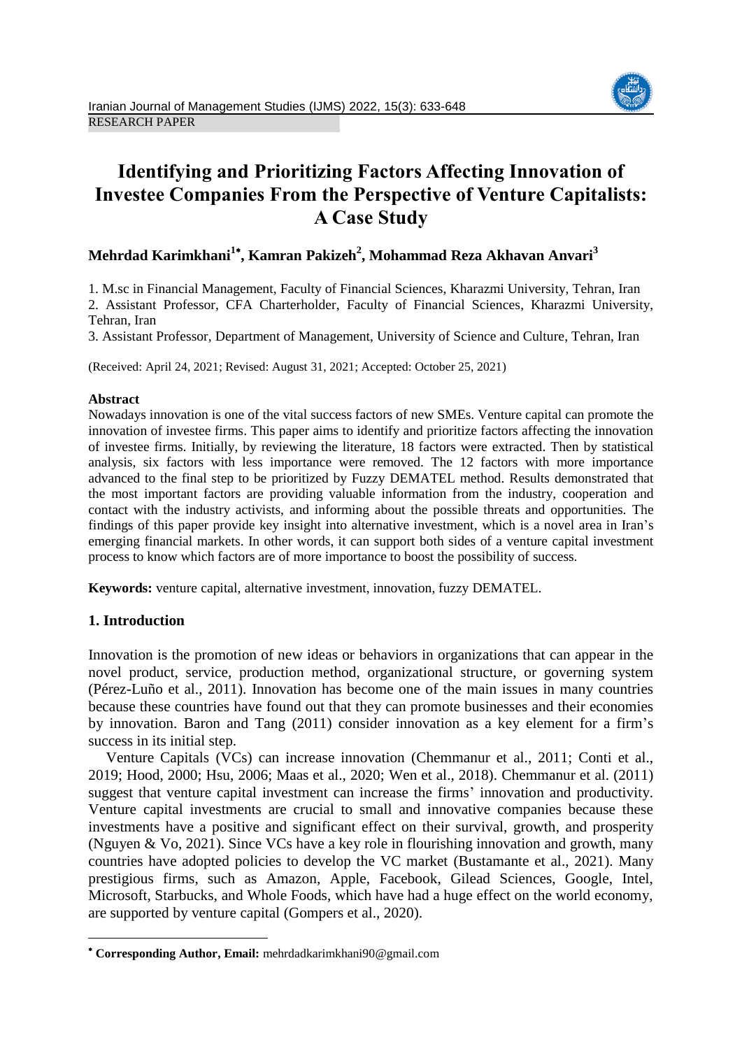RESEARCH PAPER

# Identifying and Prioritizing Factors Affecting Innovation of Investee Companies From the Perspective of Venture Capitalists: A Case Study

**Mehrdad Karimkhani[1*], Kamran Pakizeh[2], Mohammad Reza Akhavan Anvari[3]**

1. M.sc in Financial Management, Faculty of Financial Sciences, Kharazmi University, Tehran, Iran
2. Assistant Professor, CFA Charterholder, Faculty of Financial Sciences, Kharazmi University, Tehran, Iran
3. Assistant Professor, Department of Management, University of Science and Culture, Tehran, Iran

(Received: April 24, 2021; Revised: August 31, 2021; Accepted: October 25, 2021)

## Abstract

Nowadays innovation is one of the vital success factors of new SMEs. Venture capital can promote the innovation of investee firms. This paper aims to identify and prioritize factors affecting the innovation of investee firms. Initially, by reviewing the literature, 18 factors were extracted. Then by statistical analysis, six factors with less importance were removed. The 12 factors with more importance advanced to the final step to be prioritized by Fuzzy DEMATEL method. Results demonstrated that the most important factors are providing valuable information from the industry, cooperation and contact with the industry activists, and informing about the possible threats and opportunities. The findings of this paper provide key insight into alternative investment, which is a novel area in Iran's emerging financial markets. In other words, it can support both sides of a venture capital investment process to know which factors are of more importance to boost the possibility of success.

**Keywords:** venture capital, alternative investment, innovation, fuzzy DEMATEL.

## 1. Introduction

Innovation is the promotion of new ideas or behaviors in organizations that can appear in the novel product, service, production method, organizational structure, or governing system (Pérez-Luño et al., 2011). Innovation has become one of the main issues in many countries because these countries have found out that they can promote businesses and their economies by innovation. Baron and Tang (2011) consider innovation as a key element for a firm's success in its initial step.

Venture Capitals (VCs) can increase innovation (Chemmanur et al., 2011; Conti et al., 2019; Hood, 2000; Hsu, 2006; Maas et al., 2020; Wen et al., 2018). Chemmanur et al. (2011) suggest that venture capital investment can increase the firms' innovation and productivity. Venture capital investments are crucial to small and innovative companies because these investments have a positive and significant effect on their survival, growth, and prosperity (Nguyen & Vo, 2021). Since VCs have a key role in flourishing innovation and growth, many countries have adopted policies to develop the VC market (Bustamante et al., 2021). Many prestigious firms, such as Amazon, Apple, Facebook, Gilead Sciences, Google, Intel, Microsoft, Starbucks, and Whole Foods, which have had a huge effect on the world economy, are supported by venture capital (Gompers et al., 2020).

[*] **Corresponding Author, Email:** mehrdadkarimkhani90@gmail.com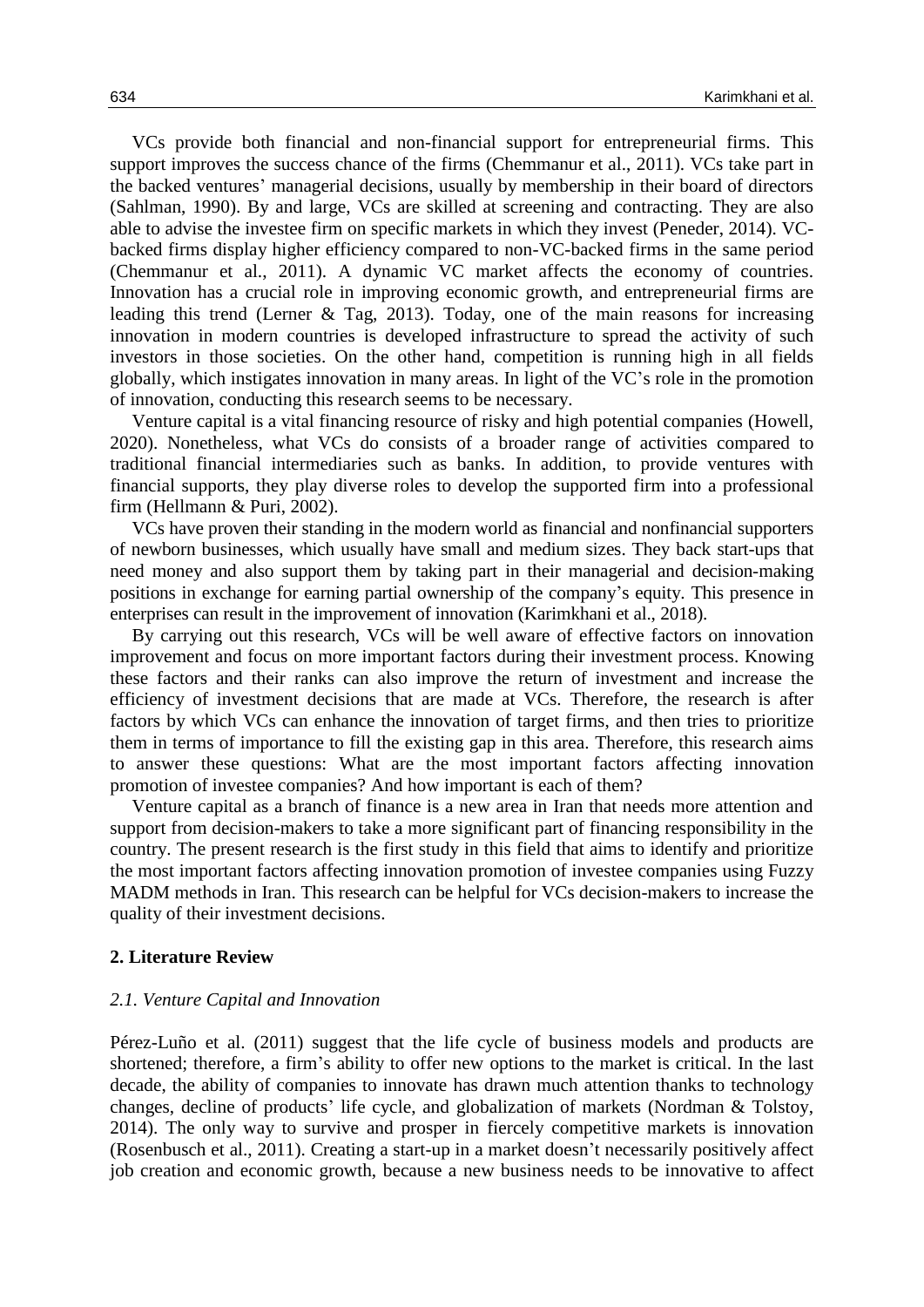VCs provide both financial and non-financial support for entrepreneurial firms. This support improves the success chance of the firms (Chemmanur et al., 2011). VCs take part in the backed ventures' managerial decisions, usually by membership in their board of directors (Sahlman, 1990). By and large, VCs are skilled at screening and contracting. They are also able to advise the investee firm on specific markets in which they invest (Peneder, 2014). VC-backed firms display higher efficiency compared to non-VC-backed firms in the same period (Chemmanur et al., 2011). A dynamic VC market affects the economy of countries. Innovation has a crucial role in improving economic growth, and entrepreneurial firms are leading this trend (Lerner & Tag, 2013). Today, one of the main reasons for increasing innovation in modern countries is developed infrastructure to spread the activity of such investors in those societies. On the other hand, competition is running high in all fields globally, which instigates innovation in many areas. In light of the VC's role in the promotion of innovation, conducting this research seems to be necessary.

Venture capital is a vital financing resource of risky and high potential companies (Howell, 2020). Nonetheless, what VCs do consists of a broader range of activities compared to traditional financial intermediaries such as banks. In addition, to provide ventures with financial supports, they play diverse roles to develop the supported firm into a professional firm (Hellmann & Puri, 2002).

VCs have proven their standing in the modern world as financial and nonfinancial supporters of newborn businesses, which usually have small and medium sizes. They back start-ups that need money and also support them by taking part in their managerial and decision-making positions in exchange for earning partial ownership of the company's equity. This presence in enterprises can result in the improvement of innovation (Karimkhani et al., 2018).

By carrying out this research, VCs will be well aware of effective factors on innovation improvement and focus on more important factors during their investment process. Knowing these factors and their ranks can also improve the return of investment and increase the efficiency of investment decisions that are made at VCs. Therefore, the research is after factors by which VCs can enhance the innovation of target firms, and then tries to prioritize them in terms of importance to fill the existing gap in this area. Therefore, this research aims to answer these questions: What are the most important factors affecting innovation promotion of investee companies? And how important is each of them?

Venture capital as a branch of finance is a new area in Iran that needs more attention and support from decision-makers to take a more significant part of financing responsibility in the country. The present research is the first study in this field that aims to identify and prioritize the most important factors affecting innovation promotion of investee companies using Fuzzy MADM methods in Iran. This research can be helpful for VCs decision-makers to increase the quality of their investment decisions.

## 2. Literature Review

### *2.1. Venture Capital and Innovation*

Pérez-Luño et al. (2011) suggest that the life cycle of business models and products are shortened; therefore, a firm's ability to offer new options to the market is critical. In the last decade, the ability of companies to innovate has drawn much attention thanks to technology changes, decline of products' life cycle, and globalization of markets (Nordman & Tolstoy, 2014). The only way to survive and prosper in fiercely competitive markets is innovation (Rosenbusch et al., 2011). Creating a start-up in a market doesn't necessarily positively affect job creation and economic growth, because a new business needs to be innovative to affect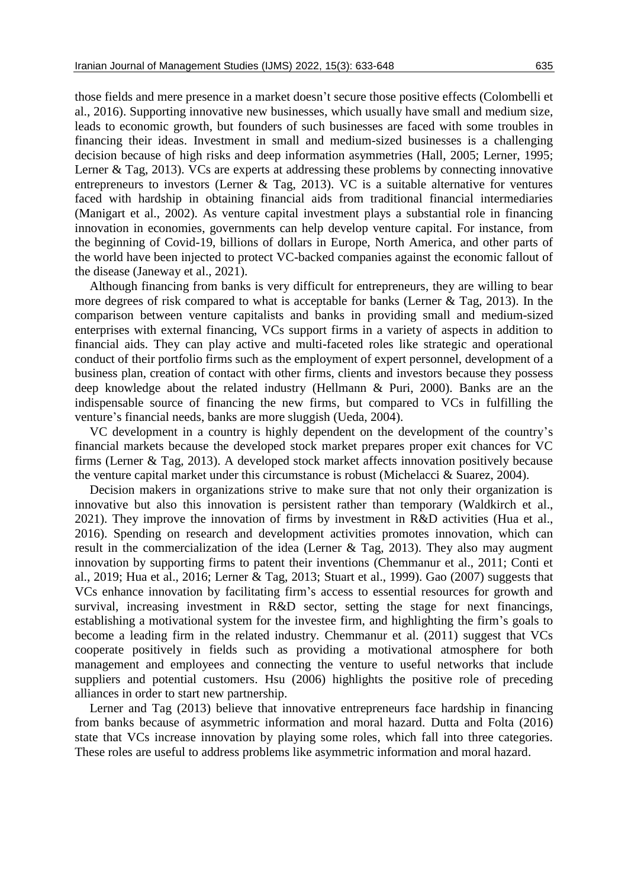those fields and mere presence in a market doesn't secure those positive effects (Colombelli et al., 2016). Supporting innovative new businesses, which usually have small and medium size, leads to economic growth, but founders of such businesses are faced with some troubles in financing their ideas. Investment in small and medium-sized businesses is a challenging decision because of high risks and deep information asymmetries (Hall, 2005; Lerner, 1995; Lerner & Tag, 2013). VCs are experts at addressing these problems by connecting innovative entrepreneurs to investors (Lerner & Tag, 2013). VC is a suitable alternative for ventures faced with hardship in obtaining financial aids from traditional financial intermediaries (Manigart et al., 2002). As venture capital investment plays a substantial role in financing innovation in economies, governments can help develop venture capital. For instance, from the beginning of Covid-19, billions of dollars in Europe, North America, and other parts of the world have been injected to protect VC-backed companies against the economic fallout of the disease (Janeway et al., 2021).

Although financing from banks is very difficult for entrepreneurs, they are willing to bear more degrees of risk compared to what is acceptable for banks (Lerner & Tag, 2013). In the comparison between venture capitalists and banks in providing small and medium-sized enterprises with external financing, VCs support firms in a variety of aspects in addition to financial aids. They can play active and multi-faceted roles like strategic and operational conduct of their portfolio firms such as the employment of expert personnel, development of a business plan, creation of contact with other firms, clients and investors because they possess deep knowledge about the related industry (Hellmann & Puri, 2000). Banks are an the indispensable source of financing the new firms, but compared to VCs in fulfilling the venture's financial needs, banks are more sluggish (Ueda, 2004).

VC development in a country is highly dependent on the development of the country's financial markets because the developed stock market prepares proper exit chances for VC firms (Lerner & Tag, 2013). A developed stock market affects innovation positively because the venture capital market under this circumstance is robust (Michelacci & Suarez, 2004).

Decision makers in organizations strive to make sure that not only their organization is innovative but also this innovation is persistent rather than temporary (Waldkirch et al., 2021). They improve the innovation of firms by investment in R&D activities (Hua et al., 2016). Spending on research and development activities promotes innovation, which can result in the commercialization of the idea (Lerner & Tag, 2013). They also may augment innovation by supporting firms to patent their inventions (Chemmanur et al., 2011; Conti et al., 2019; Hua et al., 2016; Lerner & Tag, 2013; Stuart et al., 1999). Gao (2007) suggests that VCs enhance innovation by facilitating firm's access to essential resources for growth and survival, increasing investment in R&D sector, setting the stage for next financings, establishing a motivational system for the investee firm, and highlighting the firm's goals to become a leading firm in the related industry. Chemmanur et al. (2011) suggest that VCs cooperate positively in fields such as providing a motivational atmosphere for both management and employees and connecting the venture to useful networks that include suppliers and potential customers. Hsu (2006) highlights the positive role of preceding alliances in order to start new partnership.

Lerner and Tag (2013) believe that innovative entrepreneurs face hardship in financing from banks because of asymmetric information and moral hazard. Dutta and Folta (2016) state that VCs increase innovation by playing some roles, which fall into three categories. These roles are useful to address problems like asymmetric information and moral hazard.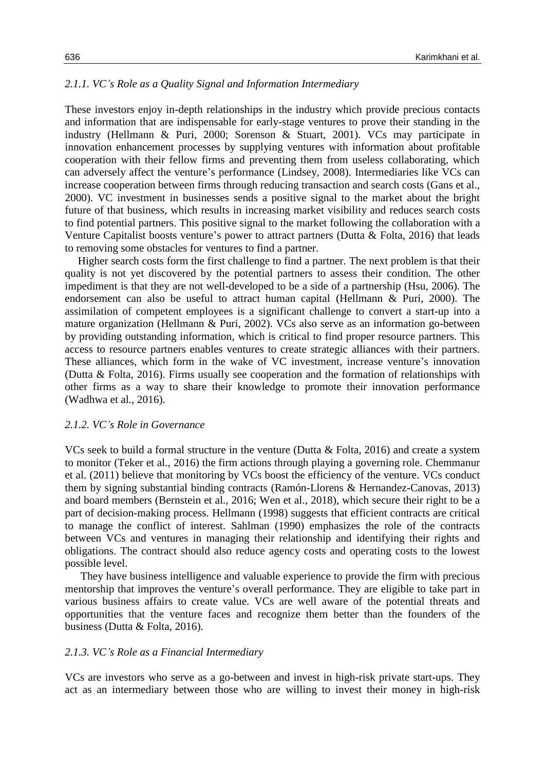### *2.1.1. VC's Role as a Quality Signal and Information Intermediary*

These investors enjoy in-depth relationships in the industry which provide precious contacts and information that are indispensable for early-stage ventures to prove their standing in the industry (Hellmann & Puri, 2000; Sorenson & Stuart, 2001). VCs may participate in innovation enhancement processes by supplying ventures with information about profitable cooperation with their fellow firms and preventing them from useless collaborating, which can adversely affect the venture's performance (Lindsey, 2008). Intermediaries like VCs can increase cooperation between firms through reducing transaction and search costs (Gans et al., 2000). VC investment in businesses sends a positive signal to the market about the bright future of that business, which results in increasing market visibility and reduces search costs to find potential partners. This positive signal to the market following the collaboration with a Venture Capitalist boosts venture's power to attract partners (Dutta & Folta, 2016) that leads to removing some obstacles for ventures to find a partner.

Higher search costs form the first challenge to find a partner. The next problem is that their quality is not yet discovered by the potential partners to assess their condition. The other impediment is that they are not well-developed to be a side of a partnership (Hsu, 2006). The endorsement can also be useful to attract human capital (Hellmann & Puri, 2000). The assimilation of competent employees is a significant challenge to convert a start-up into a mature organization (Hellmann & Puri, 2002). VCs also serve as an information go-between by providing outstanding information, which is critical to find proper resource partners. This access to resource partners enables ventures to create strategic alliances with their partners. These alliances, which form in the wake of VC investment, increase venture's innovation (Dutta & Folta, 2016). Firms usually see cooperation and the formation of relationships with other firms as a way to share their knowledge to promote their innovation performance (Wadhwa et al., 2016).

### *2.1.2. VC's Role in Governance*

VCs seek to build a formal structure in the venture (Dutta & Folta, 2016) and create a system to monitor (Teker et al., 2016) the firm actions through playing a governing role. Chemmanur et al. (2011) believe that monitoring by VCs boost the efficiency of the venture. VCs conduct them by signing substantial binding contracts (Ramón-Llorens & Hernandez-Canovas, 2013) and board members (Bernstein et al., 2016; Wen et al., 2018), which secure their right to be a part of decision-making process. Hellmann (1998) suggests that efficient contracts are critical to manage the conflict of interest. Sahlman (1990) emphasizes the role of the contracts between VCs and ventures in managing their relationship and identifying their rights and obligations. The contract should also reduce agency costs and operating costs to the lowest possible level.

They have business intelligence and valuable experience to provide the firm with precious mentorship that improves the venture's overall performance. They are eligible to take part in various business affairs to create value. VCs are well aware of the potential threats and opportunities that the venture faces and recognize them better than the founders of the business (Dutta & Folta, 2016).

### *2.1.3. VC's Role as a Financial Intermediary*

VCs are investors who serve as a go-between and invest in high-risk private start-ups. They act as an intermediary between those who are willing to invest their money in high-risk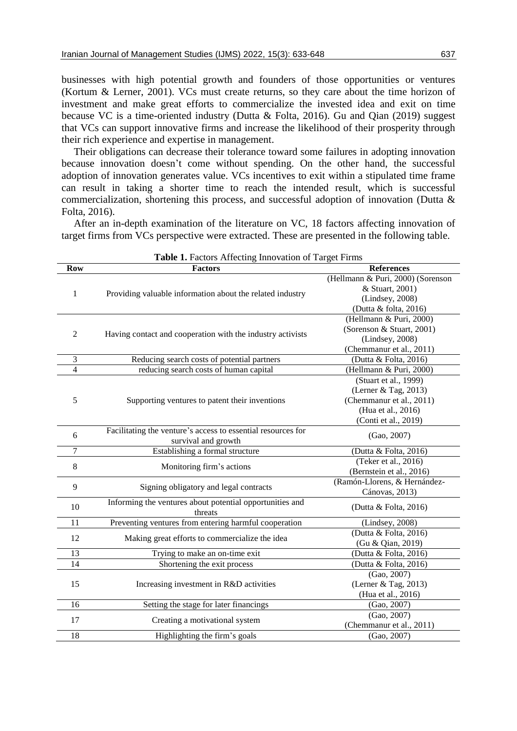businesses with high potential growth and founders of those opportunities or ventures (Kortum & Lerner, 2001). VCs must create returns, so they care about the time horizon of investment and make great efforts to commercialize the invested idea and exit on time because VC is a time-oriented industry (Dutta & Folta, 2016). Gu and Qian (2019) suggest that VCs can support innovative firms and increase the likelihood of their prosperity through their rich experience and expertise in management.

Their obligations can decrease their tolerance toward some failures in adopting innovation because innovation doesn't come without spending. On the other hand, the successful adoption of innovation generates value. VCs incentives to exit within a stipulated time frame can result in taking a shorter time to reach the intended result, which is successful commercialization, shortening this process, and successful adoption of innovation (Dutta & Folta, 2016).

After an in-depth examination of the literature on VC, 18 factors affecting innovation of target firms from VCs perspective were extracted. These are presented in the following table.

**Table 1.** Factors Affecting Innovation of Target Firms

| Row | Factors | References |
|---|---|---|
| 1 | Providing valuable information about the related industry | (Hellmann & Puri, 2000) (Sorenson & Stuart, 2001) (Lindsey, 2008) (Dutta & folta, 2016) |
| 2 | Having contact and cooperation with the industry activists | (Hellmann & Puri, 2000) (Sorenson & Stuart, 2001) (Lindsey, 2008) (Chemmanur et al., 2011) |
| 3 | Reducing search costs of potential partners | (Dutta & Folta, 2016) |
| 4 | reducing search costs of human capital | (Hellmann & Puri, 2000) |
| 5 | Supporting ventures to patent their inventions | (Stuart et al., 1999) (Lerner & Tag, 2013) (Chemmanur et al., 2011) (Hua et al., 2016) (Conti et al., 2019) |
| 6 | Facilitating the venture's access to essential resources for survival and growth | (Gao, 2007) |
| 7 | Establishing a formal structure | (Dutta & Folta, 2016) |
| 8 | Monitoring firm's actions | (Teker et al., 2016) (Bernstein et al., 2016) |
| 9 | Signing obligatory and legal contracts | (Ramón-Llorens, & Hernández-Cánovas, 2013) |
| 10 | Informing the ventures about potential opportunities and threats | (Dutta & Folta, 2016) |
| 11 | Preventing ventures from entering harmful cooperation | (Lindsey, 2008) |
| 12 | Making great efforts to commercialize the idea | (Dutta & Folta, 2016) (Gu & Qian, 2019) |
| 13 | Trying to make an on-time exit | (Dutta & Folta, 2016) |
| 14 | Shortening the exit process | (Dutta & Folta, 2016) |
| 15 | Increasing investment in R&D activities | (Gao, 2007) (Lerner & Tag, 2013) (Hua et al., 2016) |
| 16 | Setting the stage for later financings | (Gao, 2007) |
| 17 | Creating a motivational system | (Gao, 2007) (Chemmanur et al., 2011) |
| 18 | Highlighting the firm's goals | (Gao, 2007) |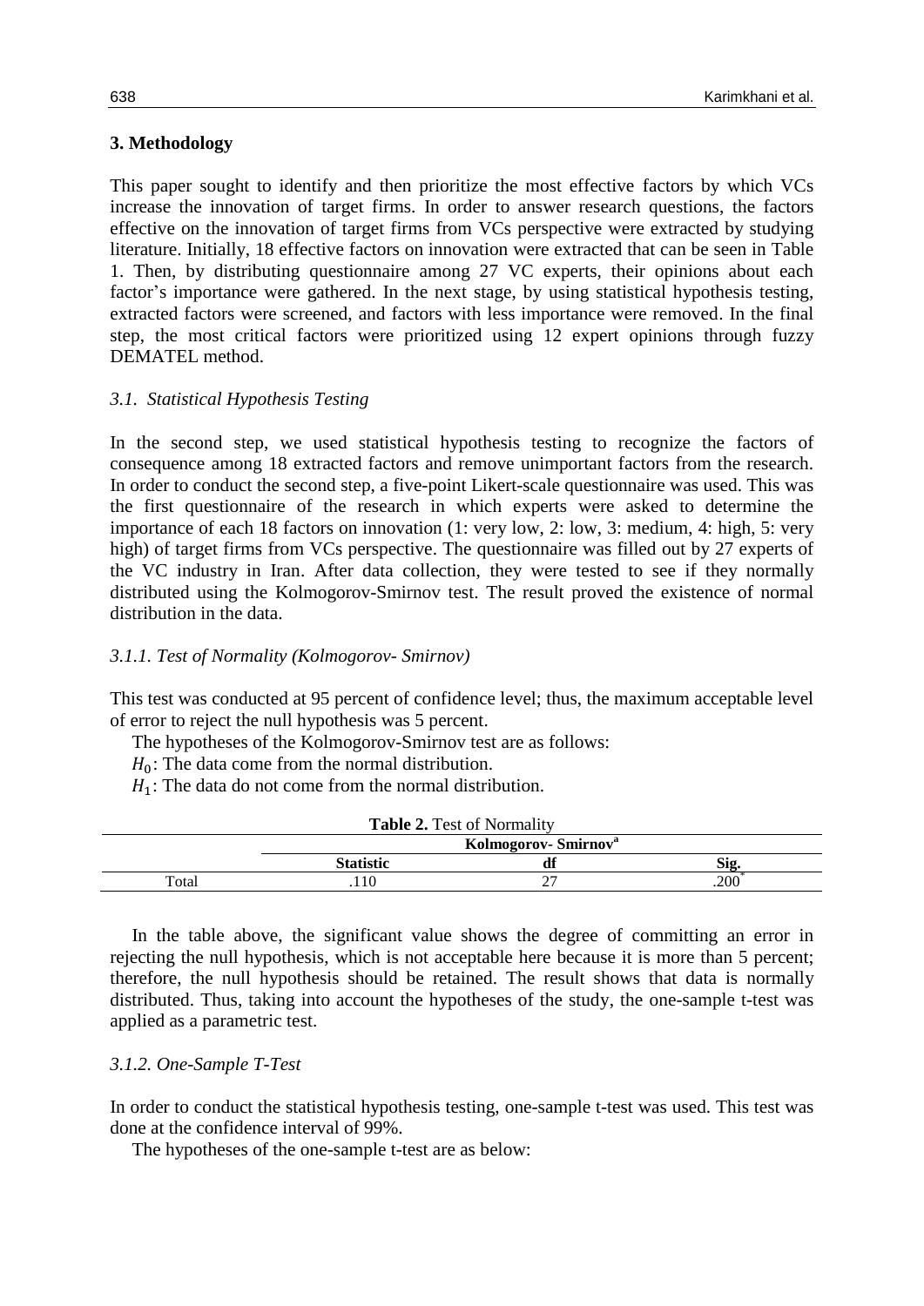## 3. Methodology

This paper sought to identify and then prioritize the most effective factors by which VCs increase the innovation of target firms. In order to answer research questions, the factors effective on the innovation of target firms from VCs perspective were extracted by studying literature. Initially, 18 effective factors on innovation were extracted that can be seen in Table 1. Then, by distributing questionnaire among 27 VC experts, their opinions about each factor's importance were gathered. In the next stage, by using statistical hypothesis testing, extracted factors were screened, and factors with less importance were removed. In the final step, the most critical factors were prioritized using 12 expert opinions through fuzzy DEMATEL method.

### *3.1. Statistical Hypothesis Testing*

In the second step, we used statistical hypothesis testing to recognize the factors of consequence among 18 extracted factors and remove unimportant factors from the research. In order to conduct the second step, a five-point Likert-scale questionnaire was used. This was the first questionnaire of the research in which experts were asked to determine the importance of each 18 factors on innovation (1: very low, 2: low, 3: medium, 4: high, 5: very high) of target firms from VCs perspective. The questionnaire was filled out by 27 experts of the VC industry in Iran. After data collection, they were tested to see if they normally distributed using the Kolmogorov-Smirnov test. The result proved the existence of normal distribution in the data.

#### *3.1.1. Test of Normality (Kolmogorov- Smirnov)*

This test was conducted at 95 percent of confidence level; thus, the maximum acceptable level of error to reject the null hypothesis was 5 percent.

The hypotheses of the Kolmogorov-Smirnov test are as follows:

$H_0$: The data come from the normal distribution.

$H_1$: The data do not come from the normal distribution.

**Table 2.** Test of Normality

| | Kolmogorov- Smirnov[a] | | |
|---|---|---|---|
| | **Statistic** | **df** | **Sig.** |
| Total | .110 | 27 | .200[*] |

In the table above, the significant value shows the degree of committing an error in rejecting the null hypothesis, which is not acceptable here because it is more than 5 percent; therefore, the null hypothesis should be retained. The result shows that data is normally distributed. Thus, taking into account the hypotheses of the study, the one-sample t-test was applied as a parametric test.

#### *3.1.2. One-Sample T-Test*

In order to conduct the statistical hypothesis testing, one-sample t-test was used. This test was done at the confidence interval of 99%.

The hypotheses of the one-sample t-test are as below: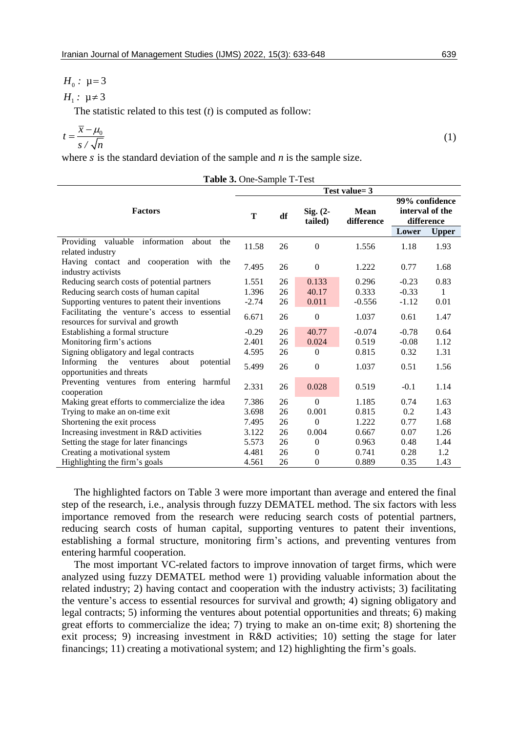$H_0: \mu = 3$

$H_1: \mu \neq 3$

The statistic related to this test ($t$) is computed as follow:

$$t = \frac{\bar{x} - \mu_0}{s / \sqrt{n}} \tag{1}$$

where $s$ is the standard deviation of the sample and $n$ is the sample size.

**Table 3.** One-Sample T-Test

| Factors | Test value= 3 | | | | | |
|---|---|---|---|---|---|---|
| | T | df | Sig. (2-tailed) | Mean difference | 99% confidence interval of the difference | |
| | | | | | Lower | Upper |
| Providing valuable information about the related industry | 11.58 | 26 | 0 | 1.556 | 1.18 | 1.93 |
| Having contact and cooperation with the industry activists | 7.495 | 26 | 0 | 1.222 | 0.77 | 1.68 |
| Reducing search costs of potential partners | 1.551 | 26 | 0.133 | 0.296 | -0.23 | 0.83 |
| Reducing search costs of human capital | 1.396 | 26 | 40.17 | 0.333 | -0.33 | 1 |
| Supporting ventures to patent their inventions | -2.74 | 26 | 0.011 | -0.556 | -1.12 | 0.01 |
| Facilitating the venture's access to essential resources for survival and growth | 6.671 | 26 | 0 | 1.037 | 0.61 | 1.47 |
| Establishing a formal structure | -0.29 | 26 | 40.77 | -0.074 | -0.78 | 0.64 |
| Monitoring firm's actions | 2.401 | 26 | 0.024 | 0.519 | -0.08 | 1.12 |
| Signing obligatory and legal contracts | 4.595 | 26 | 0 | 0.815 | 0.32 | 1.31 |
| Informing the ventures about potential opportunities and threats | 5.499 | 26 | 0 | 1.037 | 0.51 | 1.56 |
| Preventing ventures from entering harmful cooperation | 2.331 | 26 | 0.028 | 0.519 | -0.1 | 1.14 |
| Making great efforts to commercialize the idea | 7.386 | 26 | 0 | 1.185 | 0.74 | 1.63 |
| Trying to make an on-time exit | 3.698 | 26 | 0.001 | 0.815 | 0.2 | 1.43 |
| Shortening the exit process | 7.495 | 26 | 0 | 1.222 | 0.77 | 1.68 |
| Increasing investment in R&D activities | 3.122 | 26 | 0.004 | 0.667 | 0.07 | 1.26 |
| Setting the stage for later financings | 5.573 | 26 | 0 | 0.963 | 0.48 | 1.44 |
| Creating a motivational system | 4.481 | 26 | 0 | 0.741 | 0.28 | 1.2 |
| Highlighting the firm's goals | 4.561 | 26 | 0 | 0.889 | 0.35 | 1.43 |

The highlighted factors on Table 3 were more important than average and entered the final step of the research, i.e., analysis through fuzzy DEMATEL method. The six factors with less importance removed from the research were reducing search costs of potential partners, reducing search costs of human capital, supporting ventures to patent their inventions, establishing a formal structure, monitoring firm's actions, and preventing ventures from entering harmful cooperation.

The most important VC-related factors to improve innovation of target firms, which were analyzed using fuzzy DEMATEL method were 1) providing valuable information about the related industry; 2) having contact and cooperation with the industry activists; 3) facilitating the venture's access to essential resources for survival and growth; 4) signing obligatory and legal contracts; 5) informing the ventures about potential opportunities and threats; 6) making great efforts to commercialize the idea; 7) trying to make an on-time exit; 8) shortening the exit process; 9) increasing investment in R&D activities; 10) setting the stage for later financings; 11) creating a motivational system; and 12) highlighting the firm's goals.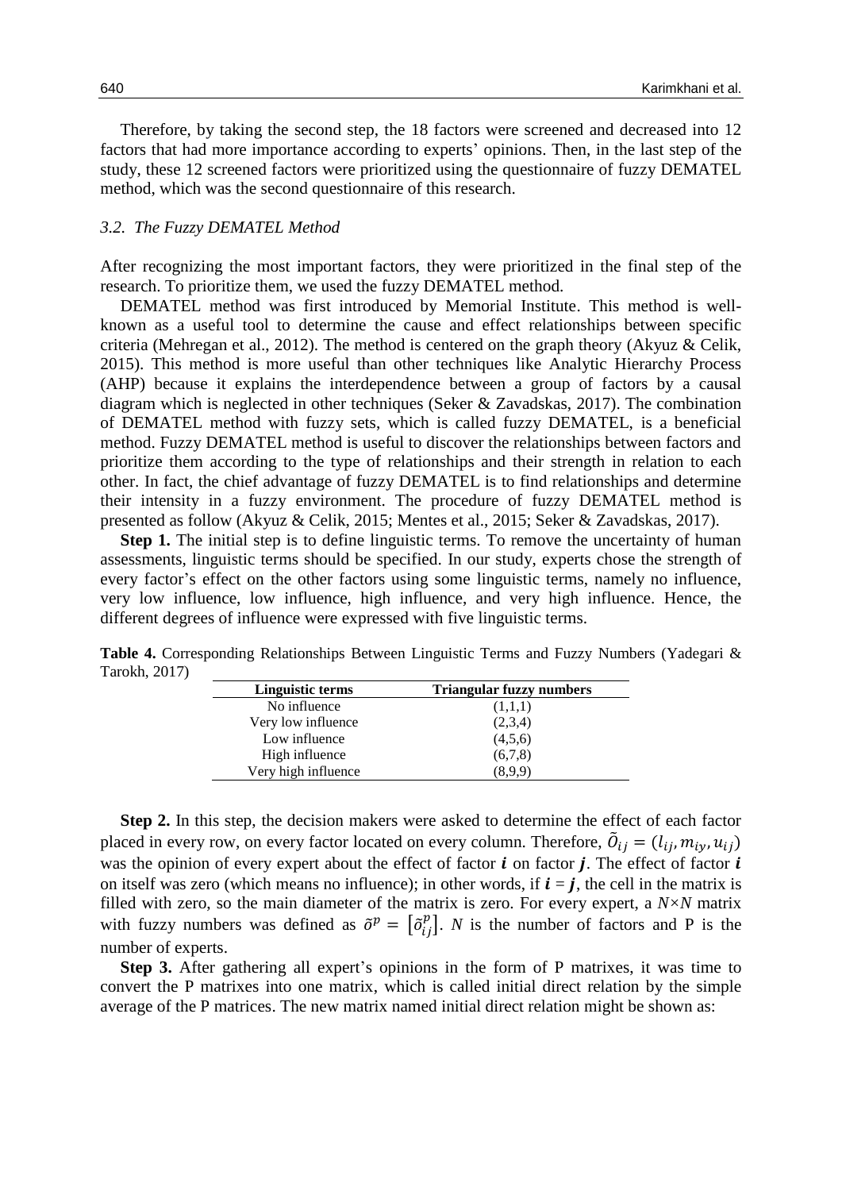Therefore, by taking the second step, the 18 factors were screened and decreased into 12 factors that had more importance according to experts' opinions. Then, in the last step of the study, these 12 screened factors were prioritized using the questionnaire of fuzzy DEMATEL method, which was the second questionnaire of this research.

### *3.2. The Fuzzy DEMATEL Method*

After recognizing the most important factors, they were prioritized in the final step of the research. To prioritize them, we used the fuzzy DEMATEL method.

DEMATEL method was first introduced by Memorial Institute. This method is well-known as a useful tool to determine the cause and effect relationships between specific criteria (Mehregan et al., 2012). The method is centered on the graph theory (Akyuz & Celik, 2015). This method is more useful than other techniques like Analytic Hierarchy Process (AHP) because it explains the interdependence between a group of factors by a causal diagram which is neglected in other techniques (Seker & Zavadskas, 2017). The combination of DEMATEL method with fuzzy sets, which is called fuzzy DEMATEL, is a beneficial method. Fuzzy DEMATEL method is useful to discover the relationships between factors and prioritize them according to the type of relationships and their strength in relation to each other. In fact, the chief advantage of fuzzy DEMATEL is to find relationships and determine their intensity in a fuzzy environment. The procedure of fuzzy DEMATEL method is presented as follow (Akyuz & Celik, 2015; Mentes et al., 2015; Seker & Zavadskas, 2017).

**Step 1.** The initial step is to define linguistic terms. To remove the uncertainty of human assessments, linguistic terms should be specified. In our study, experts chose the strength of every factor's effect on the other factors using some linguistic terms, namely no influence, very low influence, low influence, high influence, and very high influence. Hence, the different degrees of influence were expressed with five linguistic terms.

**Table 4.** Corresponding Relationships Between Linguistic Terms and Fuzzy Numbers (Yadegari & Tarokh, 2017)

| Linguistic terms | Triangular fuzzy numbers |
|---|---|
| No influence | (1,1,1) |
| Very low influence | (2,3,4) |
| Low influence | (4,5,6) |
| High influence | (6,7,8) |
| Very high influence | (8,9,9) |

**Step 2.** In this step, the decision makers were asked to determine the effect of each factor placed in every row, on every factor located on every column. Therefore, $\tilde{O}_{ij} = (l_{ij}, m_{iy}, u_{ij})$ was the opinion of every expert about the effect of factor $\boldsymbol{i}$ on factor $\boldsymbol{j}$. The effect of factor $\boldsymbol{i}$ on itself was zero (which means no influence); in other words, if $\boldsymbol{i} = \boldsymbol{j}$, the cell in the matrix is filled with zero, so the main diameter of the matrix is zero. For every expert, a $N \times N$ matrix with fuzzy numbers was defined as $\tilde{o}^p = [\tilde{o}_{ij}^p]$. $N$ is the number of factors and P is the number of experts.

**Step 3.** After gathering all expert's opinions in the form of P matrixes, it was time to convert the P matrixes into one matrix, which is called initial direct relation by the simple average of the P matrices. The new matrix named initial direct relation might be shown as: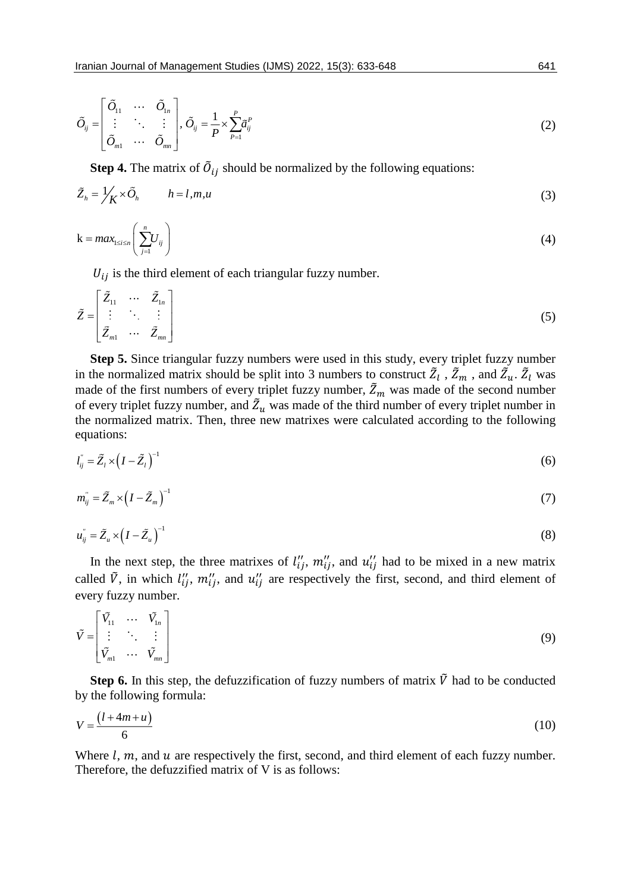$$\tilde{O}_{ij} = \begin{bmatrix} \tilde{O}_{11} & \cdots & \tilde{O}_{1n} \\ \vdots & \ddots & \vdots \\ \tilde{O}_{m1} & \cdots & \tilde{O}_{mn} \end{bmatrix}, \tilde{O}_{ij} = \frac{1}{P} \times \sum_{P=1}^{P} \tilde{a}_{ij}^{P} \tag{2}$$

**Step 4.** The matrix of $\tilde{O}_{ij}$ should be normalized by the following equations:

$$\tilde{Z}_h = \frac{1}{K} \times \tilde{O}_h \qquad h = l, m, u \tag{3}$$

$$\mathrm{k} = max_{1 \le i \le n} \left( \sum_{j=1}^{n} U_{ij} \right) \tag{4}$$

$U_{ij}$ is the third element of each triangular fuzzy number.

$$\tilde{Z} = \begin{bmatrix} \tilde{Z}_{11} & \cdots & \tilde{Z}_{1n} \\ \vdots & \ddots & \vdots \\ \tilde{Z}_{m1} & \cdots & \tilde{Z}_{mn} \end{bmatrix} \tag{5}$$

**Step 5.** Since triangular fuzzy numbers were used in this study, every triplet fuzzy number in the normalized matrix should be split into 3 numbers to construct $\tilde{Z}_l$ , $\tilde{Z}_m$ , and $\tilde{Z}_u$. $\tilde{Z}_l$ was made of the first numbers of every triplet fuzzy number, $\tilde{Z}_m$ was made of the second number of every triplet fuzzy number, and $\tilde{Z}_u$ was made of the third number of every triplet number in the normalized matrix. Then, three new matrixes were calculated according to the following equations:

$$l''_{ij} = \tilde{Z}_l \times \left( I - \tilde{Z}_l \right)^{-1} \tag{6}$$

$$m''_{ij} = \tilde{Z}_m \times \left( I - \tilde{Z}_m \right)^{-1} \tag{7}$$

$$u''_{ij} = \tilde{Z}_u \times \left( I - \tilde{Z}_u \right)^{-1} \tag{8}$$

In the next step, the three matrixes of $l''_{ij}$, $m''_{ij}$, and $u''_{ij}$ had to be mixed in a new matrix called $\tilde{V}$, in which $l''_{ij}$, $m''_{ij}$, and $u''_{ij}$ are respectively the first, second, and third element of every fuzzy number.

$$\tilde{V} = \begin{bmatrix} \tilde{V}_{11} & \cdots & \tilde{V}_{1n} \\ \vdots & \ddots & \vdots \\ \tilde{V}_{m1} & \cdots & \tilde{V}_{mn} \end{bmatrix} \tag{9}$$

**Step 6.** In this step, the defuzzification of fuzzy numbers of matrix $\tilde{V}$ had to be conducted by the following formula:

$$V = \frac{(l + 4m + u)}{6} \tag{10}$$

Where $l$, $m$, and $u$ are respectively the first, second, and third element of each fuzzy number. Therefore, the defuzzified matrix of V is as follows: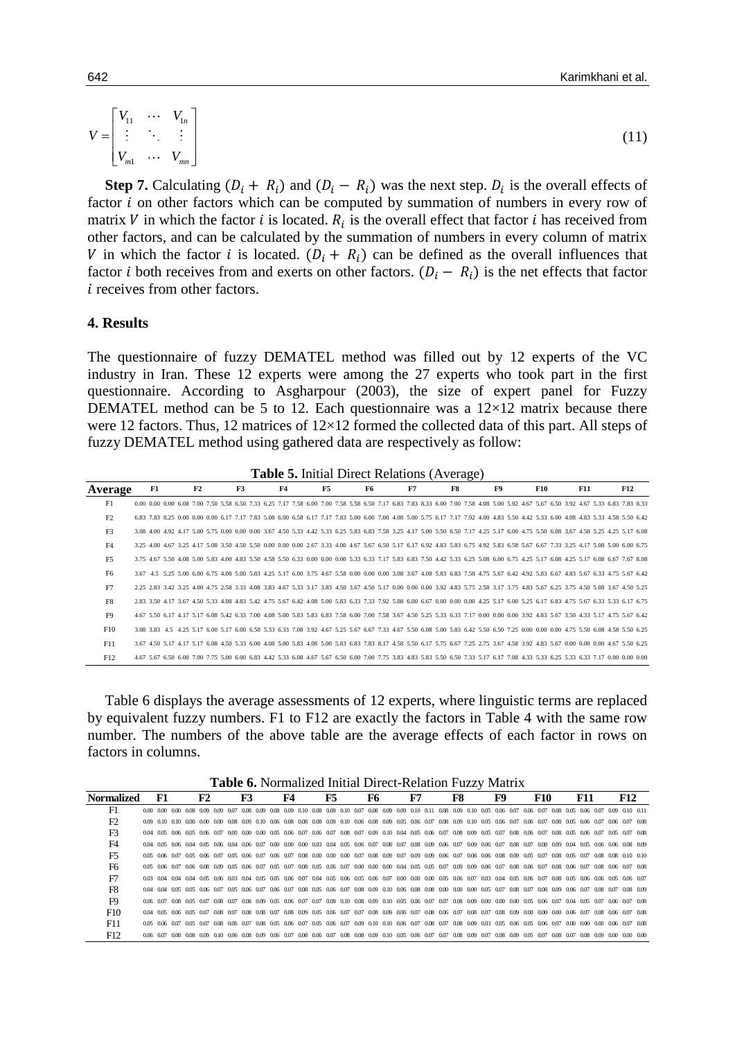$$V = \begin{bmatrix} V_{11} & \cdots & V_{1n} \\ \vdots & \ddots & \vdots \\ V_{m1} & \cdots & V_{mn} \end{bmatrix} \tag{11}$$

**Step 7.** Calculating $(D_i + R_i)$ and $(D_i - R_i)$ was the next step. $D_i$ is the overall effects of factor $i$ on other factors which can be computed by summation of numbers in every row of matrix $V$ in which the factor $i$ is located. $R_i$ is the overall effect that factor $i$ has received from other factors, and can be calculated by the summation of numbers in every column of matrix $V$ in which the factor $i$ is located. $(D_i + R_i)$ can be defined as the overall influences that factor $i$ both receives from and exerts on other factors. $(D_i - R_i)$ is the net effects that factor $i$ receives from other factors.

## 4. Results

The questionnaire of fuzzy DEMATEL method was filled out by 12 experts of the VC industry in Iran. These 12 experts were among the 27 experts who took part in the first questionnaire. According to Asgharpour (2003), the size of expert panel for Fuzzy DEMATEL method can be 5 to 12. Each questionnaire was a 12×12 matrix because there were 12 factors. Thus, 12 matrices of 12×12 formed the collected data of this part. All steps of fuzzy DEMATEL method using gathered data are respectively as follow:

**Table 5.** Initial Direct Relations (Average)

| Average | F1 | | | F2 | | | F3 | | | F4 | | | F5 | | | F6 | | | F7 | | | F8 | | | F9 | | | F10 | | | F11 | | | F12 | | |
|---|---|---|---|---|---|---|---|---|---|---|---|---|---|---|---|---|---|---|---|---|---|---|---|---|---|---|---|---|---|---|---|---|---|---|---|---|
| F1 | 0.00 | 0.00 | 0.00 | 6.08 | 7.00 | 7.50 | 5.58 | 6.50 | 7.33 | 6.25 | 7.17 | 7.58 | 6.00 | 7.00 | 7.58 | 5.58 | 6.50 | 7.17 | 6.83 | 7.83 | 8.33 | 6.00 | 7.00 | 7.58 | 4.08 | 5.00 | 5.92 | 4.67 | 5.67 | 6.50 | 3.92 | 4.67 | 5.33 | 6.83 | 7.83 | 8.33 |
| F2 | 6.83 | 7.83 | 8.25 | 0.00 | 0.00 | 0.00 | 6.17 | 7.17 | 7.83 | 5.08 | 6.00 | 6.58 | 6.17 | 7.17 | 7.83 | 5.00 | 6.00 | 7.00 | 4.08 | 5.00 | 5.75 | 6.17 | 7.17 | 7.92 | 4.00 | 4.83 | 5.50 | 4.42 | 5.33 | 6.00 | 4.08 | 4.83 | 5.33 | 4.58 | 5.50 | 6.42 |
| F3 | 3.08 | 4.00 | 4.92 | 4.17 | 5.00 | 5.75 | 0.00 | 0.00 | 0.00 | 3.67 | 4.50 | 5.33 | 4.42 | 5.33 | 6.25 | 5.83 | 6.83 | 7.58 | 3.25 | 4.17 | 5.00 | 5.50 | 6.50 | 7.17 | 4.25 | 5.17 | 6.00 | 4.75 | 5.50 | 6.08 | 3.67 | 4.50 | 5.25 | 4.25 | 5.17 | 6.08 |
| F4 | 3.25 | 4.00 | 4.67 | 3.25 | 4.17 | 5.08 | 3.50 | 4.50 | 5.50 | 0.00 | 0.00 | 0.00 | 2.67 | 3.33 | 4.00 | 4.67 | 5.67 | 6.50 | 5.17 | 6.17 | 6.92 | 4.83 | 5.83 | 6.75 | 4.92 | 5.83 | 6.58 | 5.67 | 6.67 | 7.33 | 3.25 | 4.17 | 5.08 | 5.00 | 6.00 | 6.75 |
| F5 | 3.75 | 4.67 | 5.50 | 4.08 | 5.00 | 5.83 | 4.00 | 4.83 | 5.50 | 4.58 | 5.50 | 6.33 | 0.00 | 0.00 | 0.00 | 5.33 | 6.33 | 7.17 | 5.83 | 6.83 | 7.50 | 4.42 | 5.33 | 6.25 | 5.08 | 6.00 | 6.75 | 4.25 | 5.17 | 6.08 | 4.25 | 5.17 | 6.08 | 6.67 | 7.67 | 8.08 |
| F6 | 3.67 | 4.5 | 5.25 | 5.00 | 6.00 | 6.75 | 4.08 | 5.00 | 5.83 | 4.25 | 5.17 | 6.00 | 3.75 | 4.67 | 5.58 | 0.00 | 0.00 | 0.00 | 3.08 | 3.67 | 4.08 | 5.83 | 6.83 | 7.50 | 4.75 | 5.67 | 6.42 | 4.92 | 5.83 | 6.67 | 4.83 | 5.67 | 6.33 | 4.75 | 5.67 | 6.42 |
| F7 | 2.25 | 2.83 | 3.42 | 3.25 | 4.00 | 4.75 | 2.58 | 3.33 | 4.08 | 3.83 | 4.67 | 5.33 | 3.17 | 3.83 | 4.50 | 3.67 | 4.50 | 5.17 | 0.00 | 0.00 | 0.00 | 3.92 | 4.83 | 5.75 | 2.58 | 3.17 | 3.75 | 4.83 | 5.67 | 6.25 | 3.75 | 4.50 | 5.08 | 3.67 | 4.50 | 5.25 |
| F8 | 2.83 | 3.50 | 4.17 | 3.67 | 4.50 | 5.33 | 4.08 | 4.83 | 5.42 | 4.75 | 5.67 | 6.42 | 4.08 | 5.00 | 5.83 | 6.33 | 7.33 | 7.92 | 5.08 | 6.00 | 6.67 | 0.00 | 0.00 | 0.00 | 4.25 | 5.17 | 6.00 | 5.25 | 6.17 | 6.83 | 4.75 | 5.67 | 6.33 | 5.33 | 6.17 | 6.75 |
| F9 | 4.67 | 5.50 | 6.17 | 4.17 | 5.17 | 6.08 | 5.42 | 6.33 | 7.00 | 4.08 | 5.00 | 5.83 | 5.83 | 6.83 | 7.58 | 6.00 | 7.00 | 7.58 | 3.67 | 4.50 | 5.25 | 5.33 | 6.33 | 7.17 | 0.00 | 0.00 | 0.00 | 3.92 | 4.83 | 5.67 | 3.50 | 4.33 | 5.17 | 4.75 | 5.67 | 6.42 |
| F10 | 3.08 | 3.83 | 4.5 | 4.25 | 5.17 | 6.00 | 5.17 | 6.00 | 6.50 | 5.33 | 6.33 | 7.08 | 3.92 | 4.67 | 5.25 | 5.67 | 6.67 | 7.33 | 4.67 | 5.50 | 6.08 | 5.00 | 5.83 | 6.42 | 5.50 | 6.50 | 7.25 | 0.00 | 0.00 | 0.00 | 4.75 | 5.50 | 6.08 | 4.58 | 5.50 | 6.25 |
| F11 | 3.67 | 4.50 | 5.17 | 4.17 | 5.17 | 6.08 | 4.50 | 5.33 | 6.00 | 4.08 | 5.00 | 5.83 | 4.08 | 5.00 | 5.83 | 6.83 | 7.83 | 8.17 | 4.58 | 5.50 | 6.17 | 5.75 | 6.67 | 7.25 | 2.75 | 3.67 | 4.58 | 3.92 | 4.83 | 5.67 | 0.00 | 0.00 | 0.00 | 4.67 | 5.50 | 6.25 |
| F12 | 4.67 | 5.67 | 6.50 | 6.00 | 7.00 | 7.75 | 5.00 | 6.00 | 6.83 | 4.42 | 5.33 | 6.08 | 4.67 | 5.67 | 6.50 | 6.00 | 7.00 | 7.75 | 3.83 | 4.83 | 5.83 | 5.50 | 6.50 | 7.33 | 5.17 | 6.17 | 7.08 | 4.33 | 5.33 | 6.25 | 5.33 | 6.33 | 7.17 | 0.00 | 0.00 | 0.00 |

Table 6 displays the average assessments of 12 experts, where linguistic terms are replaced by equivalent fuzzy numbers. F1 to F12 are exactly the factors in Table 4 with the same row number. The numbers of the above table are the average effects of each factor in rows on factors in columns.

**Table 6.** Normalized Initial Direct-Relation Fuzzy Matrix

| Normalized | F1 | | | F2 | | | F3 | | | F4 | | | F5 | | | F6 | | | F7 | | | F8 | | | F9 | | | F10 | | | F11 | | | F12 | | |
|---|---|---|---|---|---|---|---|---|---|---|---|---|---|---|---|---|---|---|---|---|---|---|---|---|---|---|---|---|---|---|---|---|---|---|---|---|
| F1 | 0.00 | 0.00 | 0.00 | 0.08 | 0.09 | 0.09 | 0.07 | 0.08 | 0.09 | 0.08 | 0.09 | 0.10 | 0.08 | 0.09 | 0.10 | 0.07 | 0.08 | 0.09 | 0.09 | 0.10 | 0.11 | 0.08 | 0.09 | 0.10 | 0.05 | 0.06 | 0.07 | 0.06 | 0.07 | 0.08 | 0.05 | 0.06 | 0.07 | 0.09 | 0.10 | 0.11 |
| F2 | 0.09 | 0.10 | 0.10 | 0.00 | 0.00 | 0.00 | 0.08 | 0.09 | 0.10 | 0.06 | 0.08 | 0.08 | 0.08 | 0.09 | 0.10 | 0.06 | 0.08 | 0.09 | 0.05 | 0.06 | 0.07 | 0.08 | 0.09 | 0.10 | 0.05 | 0.06 | 0.07 | 0.06 | 0.07 | 0.08 | 0.05 | 0.06 | 0.07 | 0.06 | 0.07 | 0.08 |
| F3 | 0.04 | 0.05 | 0.06 | 0.05 | 0.06 | 0.07 | 0.00 | 0.00 | 0.00 | 0.05 | 0.06 | 0.07 | 0.06 | 0.07 | 0.08 | 0.07 | 0.09 | 0.10 | 0.04 | 0.05 | 0.06 | 0.07 | 0.08 | 0.09 | 0.05 | 0.07 | 0.08 | 0.06 | 0.07 | 0.08 | 0.05 | 0.06 | 0.07 | 0.05 | 0.07 | 0.08 |
| F4 | 0.04 | 0.05 | 0.06 | 0.04 | 0.05 | 0.06 | 0.04 | 0.06 | 0.07 | 0.00 | 0.00 | 0.00 | 0.03 | 0.04 | 0.05 | 0.06 | 0.07 | 0.08 | 0.07 | 0.08 | 0.09 | 0.06 | 0.07 | 0.09 | 0.06 | 0.07 | 0.08 | 0.07 | 0.08 | 0.09 | 0.04 | 0.05 | 0.06 | 0.06 | 0.08 | 0.09 |
| F5 | 0.05 | 0.06 | 0.07 | 0.05 | 0.06 | 0.07 | 0.05 | 0.06 | 0.07 | 0.06 | 0.07 | 0.08 | 0.00 | 0.00 | 0.00 | 0.07 | 0.08 | 0.09 | 0.07 | 0.09 | 0.09 | 0.06 | 0.07 | 0.08 | 0.06 | 0.08 | 0.09 | 0.05 | 0.07 | 0.08 | 0.05 | 0.07 | 0.08 | 0.08 | 0.10 | 0.10 |
| F6 | 0.05 | 0.06 | 0.07 | 0.06 | 0.08 | 0.09 | 0.05 | 0.06 | 0.07 | 0.05 | 0.07 | 0.08 | 0.05 | 0.06 | 0.07 | 0.00 | 0.00 | 0.00 | 0.04 | 0.05 | 0.05 | 0.07 | 0.09 | 0.09 | 0.06 | 0.07 | 0.08 | 0.06 | 0.07 | 0.08 | 0.06 | 0.07 | 0.08 | 0.06 | 0.07 | 0.08 |
| F7 | 0.03 | 0.04 | 0.04 | 0.04 | 0.05 | 0.06 | 0.03 | 0.04 | 0.05 | 0.05 | 0.06 | 0.07 | 0.04 | 0.05 | 0.06 | 0.05 | 0.06 | 0.07 | 0.00 | 0.00 | 0.00 | 0.05 | 0.06 | 0.07 | 0.03 | 0.04 | 0.05 | 0.06 | 0.07 | 0.08 | 0.05 | 0.06 | 0.06 | 0.05 | 0.06 | 0.07 |
| F8 | 0.04 | 0.04 | 0.05 | 0.05 | 0.06 | 0.07 | 0.05 | 0.06 | 0.07 | 0.06 | 0.07 | 0.08 | 0.05 | 0.06 | 0.07 | 0.08 | 0.09 | 0.10 | 0.06 | 0.08 | 0.08 | 0.00 | 0.00 | 0.00 | 0.05 | 0.07 | 0.08 | 0.07 | 0.08 | 0.09 | 0.06 | 0.07 | 0.08 | 0.07 | 0.08 | 0.09 |
| F9 | 0.06 | 0.07 | 0.08 | 0.05 | 0.07 | 0.08 | 0.07 | 0.08 | 0.09 | 0.05 | 0.06 | 0.07 | 0.07 | 0.09 | 0.10 | 0.08 | 0.09 | 0.10 | 0.05 | 0.06 | 0.07 | 0.07 | 0.08 | 0.09 | 0.00 | 0.00 | 0.00 | 0.05 | 0.06 | 0.07 | 0.04 | 0.05 | 0.07 | 0.06 | 0.07 | 0.08 |
| F10 | 0.04 | 0.05 | 0.06 | 0.05 | 0.07 | 0.08 | 0.07 | 0.08 | 0.08 | 0.07 | 0.08 | 0.09 | 0.05 | 0.06 | 0.07 | 0.07 | 0.08 | 0.09 | 0.06 | 0.07 | 0.08 | 0.06 | 0.07 | 0.08 | 0.07 | 0.08 | 0.09 | 0.00 | 0.00 | 0.00 | 0.06 | 0.07 | 0.08 | 0.06 | 0.07 | 0.08 |
| F11 | 0.05 | 0.06 | 0.07 | 0.05 | 0.07 | 0.08 | 0.06 | 0.07 | 0.08 | 0.05 | 0.06 | 0.07 | 0.05 | 0.06 | 0.07 | 0.09 | 0.10 | 0.10 | 0.06 | 0.07 | 0.08 | 0.07 | 0.08 | 0.09 | 0.03 | 0.05 | 0.06 | 0.05 | 0.06 | 0.07 | 0.00 | 0.00 | 0.00 | 0.06 | 0.07 | 0.08 |
| F12 | 0.06 | 0.07 | 0.08 | 0.08 | 0.09 | 0.10 | 0.06 | 0.08 | 0.09 | 0.06 | 0.07 | 0.08 | 0.06 | 0.07 | 0.08 | 0.08 | 0.09 | 0.10 | 0.05 | 0.06 | 0.07 | 0.07 | 0.08 | 0.09 | 0.07 | 0.08 | 0.09 | 0.05 | 0.07 | 0.08 | 0.07 | 0.08 | 0.09 | 0.00 | 0.00 | 0.00 |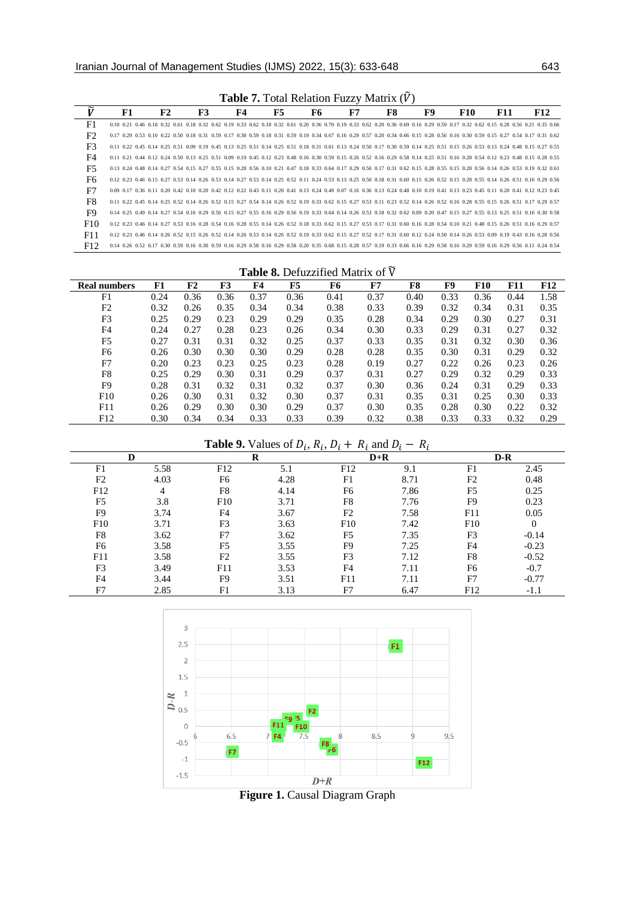**Table 7.** Total Relation Fuzzy Matrix ($\tilde{V}$)

| $\tilde{V}$ | F1 | F2 | F3 | F4 | F5 | F6 | F7 | F8 | F9 | F10 | F11 | F12 |
|---|---|---|---|---|---|---|---|---|---|---|---|---|
| F1 | 0.10 0.21 0.46 | 0.18 0.32 0.61 | 0.18 0.32 0.62 | 0.19 0.33 0.62 | 0.18 0.32 0.61 | 0.20 0.36 0.70 | 0.19 0.33 0.62 | 0.20 0.36 0.69 | 0.16 0.29 0.59 | 0.17 0.32 0.62 | 0.15 0.28 0.56 | 0.21 0.35 0.66 |
| F2 | 0.17 0.29 0.53 | 0.10 0.22 0.50 | 0.18 0.31 0.59 | 0.17 0.30 0.59 | 0.18 0.31 0.59 | 0.19 0.34 0.67 | 0.16 0.29 0.57 | 0.20 0.34 0.66 | 0.15 0.28 0.56 | 0.16 0.30 0.59 | 0.15 0.27 0.54 | 0.17 0.31 0.62 |
| F3 | 0.11 0.22 0.45 | 0.14 0.25 0.51 | 0.09 0.19 0.45 | 0.13 0.25 0.51 | 0.14 0.25 0.51 | 0.18 0.31 0.61 | 0.13 0.24 0.50 | 0.17 0.30 0.59 | 0.14 0.25 0.51 | 0.15 0.26 0.53 | 0.13 0.24 0.48 | 0.15 0.27 0.55 |
| F4 | 0.11 0.21 0.44 | 0.12 0.24 0.50 | 0.13 0.25 0.51 | 0.09 0.19 0.45 | 0.12 0.23 0.48 | 0.16 0.30 0.59 | 0.15 0.26 0.52 | 0.16 0.29 0.58 | 0.14 0.25 0.51 | 0.16 0.28 0.54 | 0.12 0.23 0.48 | 0.15 0.28 0.55 |
| F5 | 0.13 0.24 0.48 | 0.14 0.27 0.54 | 0.15 0.27 0.55 | 0.15 0.28 0.56 | 0.10 0.21 0.47 | 0.18 0.33 0.64 | 0.17 0.29 0.56 | 0.17 0.31 0.62 | 0.15 0.28 0.55 | 0.15 0.28 0.56 | 0.14 0.26 0.53 | 0.19 0.32 0.61 |
| F6 | 0.12 0.23 0.46 | 0.15 0.27 0.53 | 0.14 0.26 0.53 | 0.14 0.27 0.53 | 0.14 0.25 0.52 | 0.11 0.24 0.53 | 0.13 0.25 0.50 | 0.18 0.31 0.60 | 0.15 0.26 0.52 | 0.15 0.28 0.55 | 0.14 0.26 0.51 | 0.16 0.29 0.56 |
| F7 | 0.09 0.17 0.36 | 0.11 0.20 0.42 | 0.10 0.20 0.42 | 0.12 0.22 0.43 | 0.11 0.20 0.41 | 0.13 0.24 0.49 | 0.07 0.16 0.36 | 0.13 0.24 0.48 | 0.10 0.19 0.41 | 0.13 0.23 0.45 | 0.11 0.20 0.41 | 0.12 0.23 0.45 |
| F8 | 0.11 0.22 0.45 | 0.14 0.25 0.52 | 0.14 0.26 0.52 | 0.15 0.27 0.54 | 0.14 0.26 0.52 | 0.19 0.33 0.62 | 0.15 0.27 0.53 | 0.11 0.23 0.52 | 0.14 0.26 0.52 | 0.16 0.28 0.55 | 0.15 0.26 0.51 | 0.17 0.29 0.57 |
| F9 | 0.14 0.25 0.49 | 0.14 0.27 0.54 | 0.16 0.29 0.56 | 0.15 0.27 0.55 | 0.16 0.29 0.56 | 0.19 0.33 0.64 | 0.14 0.26 0.53 | 0.18 0.32 0.62 | 0.09 0.20 0.47 | 0.15 0.27 0.55 | 0.13 0.25 0.51 | 0.16 0.30 0.58 |
| F10 | 0.12 0.23 0.46 | 0.14 0.27 0.53 | 0.16 0.28 0.54 | 0.16 0.28 0.55 | 0.14 0.26 0.52 | 0.18 0.33 0.62 | 0.15 0.27 0.53 | 0.17 0.31 0.60 | 0.16 0.28 0.54 | 0.10 0.21 0.48 | 0.15 0.26 0.51 | 0.16 0.29 0.57 |
| F11 | 0.12 0.23 0.46 | 0.14 0.26 0.52 | 0.15 0.26 0.52 | 0.14 0.26 0.53 | 0.14 0.26 0.52 | 0.19 0.33 0.62 | 0.15 0.27 0.52 | 0.17 0.31 0.60 | 0.12 0.24 0.50 | 0.14 0.26 0.53 | 0.09 0.19 0.43 | 0.16 0.28 0.56 |
| F12 | 0.14 0.26 0.52 | 0.17 0.30 0.59 | 0.16 0.30 0.59 | 0.16 0.29 0.58 | 0.16 0.29 0.58 | 0.20 0.35 0.68 | 0.15 0.28 0.57 | 0.19 0.33 0.66 | 0.16 0.29 0.58 | 0.16 0.29 0.59 | 0.16 0.29 0.56 | 0.11 0.24 0.54 |

**Table 8.** Defuzzified Matrix of $\tilde{V}$

| Real numbers | F1 | F2 | F3 | F4 | F5 | F6 | F7 | F8 | F9 | F10 | F11 | F12 |
|---|---|---|---|---|---|---|---|---|---|---|---|---|
| F1 | 0.24 | 0.36 | 0.36 | 0.37 | 0.36 | 0.41 | 0.37 | 0.40 | 0.33 | 0.36 | 0.44 | 1.58 |
| F2 | 0.32 | 0.26 | 0.35 | 0.34 | 0.34 | 0.38 | 0.33 | 0.39 | 0.32 | 0.34 | 0.31 | 0.35 |
| F3 | 0.25 | 0.29 | 0.23 | 0.29 | 0.29 | 0.35 | 0.28 | 0.34 | 0.29 | 0.30 | 0.27 | 0.31 |
| F4 | 0.24 | 0.27 | 0.28 | 0.23 | 0.26 | 0.34 | 0.30 | 0.33 | 0.29 | 0.31 | 0.27 | 0.32 |
| F5 | 0.27 | 0.31 | 0.31 | 0.32 | 0.25 | 0.37 | 0.33 | 0.35 | 0.31 | 0.32 | 0.30 | 0.36 |
| F6 | 0.26 | 0.30 | 0.30 | 0.30 | 0.29 | 0.28 | 0.28 | 0.35 | 0.30 | 0.31 | 0.29 | 0.32 |
| F7 | 0.20 | 0.23 | 0.23 | 0.25 | 0.23 | 0.28 | 0.19 | 0.27 | 0.22 | 0.26 | 0.23 | 0.26 |
| F8 | 0.25 | 0.29 | 0.30 | 0.31 | 0.29 | 0.37 | 0.31 | 0.27 | 0.29 | 0.32 | 0.29 | 0.33 |
| F9 | 0.28 | 0.31 | 0.32 | 0.31 | 0.32 | 0.37 | 0.30 | 0.36 | 0.24 | 0.31 | 0.29 | 0.33 |
| F10 | 0.26 | 0.30 | 0.31 | 0.32 | 0.30 | 0.37 | 0.31 | 0.35 | 0.31 | 0.25 | 0.30 | 0.33 |
| F11 | 0.26 | 0.29 | 0.30 | 0.30 | 0.29 | 0.37 | 0.30 | 0.35 | 0.28 | 0.30 | 0.22 | 0.32 |
| F12 | 0.30 | 0.34 | 0.34 | 0.33 | 0.33 | 0.39 | 0.32 | 0.38 | 0.33 | 0.33 | 0.32 | 0.29 |

**Table 9.** Values of $D_i$, $R_i$, $D_i + R_i$ and $D_i - R_i$

| D | | R | | D+R | | D-R | |
|---|---|---|---|---|---|---|---|
| F1 | 5.58 | F12 | 5.1 | F12 | 9.1 | F1 | 2.45 |
| F2 | 4.03 | F6 | 4.28 | F1 | 8.71 | F2 | 0.48 |
| F12 | 4 | F8 | 4.14 | F6 | 7.86 | F5 | 0.25 |
| F5 | 3.8 | F10 | 3.71 | F8 | 7.76 | F9 | 0.23 |
| F9 | 3.74 | F4 | 3.67 | F2 | 7.58 | F11 | 0.05 |
| F10 | 3.71 | F3 | 3.63 | F10 | 7.42 | F10 | 0 |
| F8 | 3.62 | F7 | 3.62 | F5 | 7.35 | F3 | -0.14 |
| F6 | 3.58 | F5 | 3.55 | F9 | 7.25 | F4 | -0.23 |
| F11 | 3.58 | F2 | 3.55 | F3 | 7.12 | F8 | -0.52 |
| F3 | 3.49 | F11 | 3.53 | F4 | 7.11 | F6 | -0.7 |
| F4 | 3.44 | F9 | 3.51 | F11 | 7.11 | F7 | -0.77 |
| F7 | 2.85 | F1 | 3.13 | F7 | 6.47 | F12 | -1.1 |

**Figure 1.** Causal Diagram Graph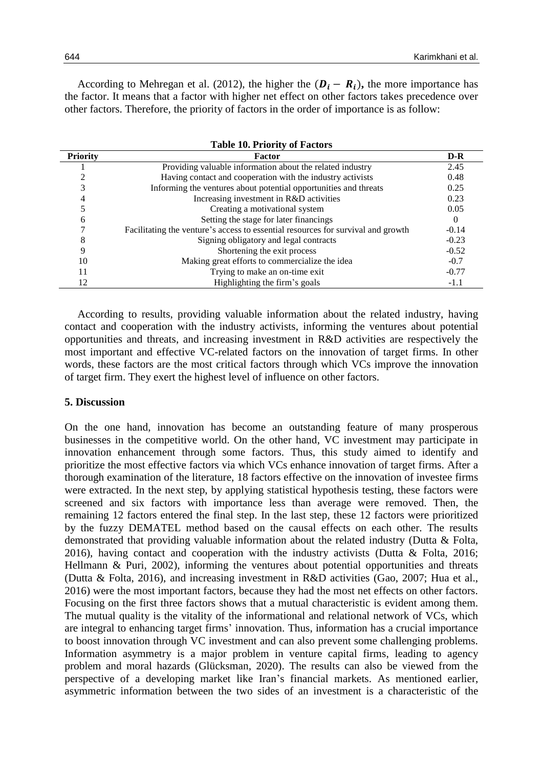According to Mehregan et al. (2012), the higher the $(\boldsymbol{D_i - R_i})$, the more importance has the factor. It means that a factor with higher net effect on other factors takes precedence over other factors. Therefore, the priority of factors in the order of importance is as follow:

**Table 10. Priority of Factors**

| Priority | Factor | D-R |
|---|---|---|
| 1 | Providing valuable information about the related industry | 2.45 |
| 2 | Having contact and cooperation with the industry activists | 0.48 |
| 3 | Informing the ventures about potential opportunities and threats | 0.25 |
| 4 | Increasing investment in R&D activities | 0.23 |
| 5 | Creating a motivational system | 0.05 |
| 6 | Setting the stage for later financings | 0 |
| 7 | Facilitating the venture's access to essential resources for survival and growth | -0.14 |
| 8 | Signing obligatory and legal contracts | -0.23 |
| 9 | Shortening the exit process | -0.52 |
| 10 | Making great efforts to commercialize the idea | -0.7 |
| 11 | Trying to make an on-time exit | -0.77 |
| 12 | Highlighting the firm's goals | -1.1 |

According to results, providing valuable information about the related industry, having contact and cooperation with the industry activists, informing the ventures about potential opportunities and threats, and increasing investment in R&D activities are respectively the most important and effective VC-related factors on the innovation of target firms. In other words, these factors are the most critical factors through which VCs improve the innovation of target firm. They exert the highest level of influence on other factors.

## 5. Discussion

On the one hand, innovation has become an outstanding feature of many prosperous businesses in the competitive world. On the other hand, VC investment may participate in innovation enhancement through some factors. Thus, this study aimed to identify and prioritize the most effective factors via which VCs enhance innovation of target firms. After a thorough examination of the literature, 18 factors effective on the innovation of investee firms were extracted. In the next step, by applying statistical hypothesis testing, these factors were screened and six factors with importance less than average were removed. Then, the remaining 12 factors entered the final step. In the last step, these 12 factors were prioritized by the fuzzy DEMATEL method based on the causal effects on each other. The results demonstrated that providing valuable information about the related industry (Dutta & Folta, 2016), having contact and cooperation with the industry activists (Dutta & Folta, 2016; Hellmann & Puri, 2002), informing the ventures about potential opportunities and threats (Dutta & Folta, 2016), and increasing investment in R&D activities (Gao, 2007; Hua et al., 2016) were the most important factors, because they had the most net effects on other factors. Focusing on the first three factors shows that a mutual characteristic is evident among them. The mutual quality is the vitality of the informational and relational network of VCs, which are integral to enhancing target firms' innovation. Thus, information has a crucial importance to boost innovation through VC investment and can also prevent some challenging problems. Information asymmetry is a major problem in venture capital firms, leading to agency problem and moral hazards (Glücksman, 2020). The results can also be viewed from the perspective of a developing market like Iran's financial markets. As mentioned earlier, asymmetric information between the two sides of an investment is a characteristic of the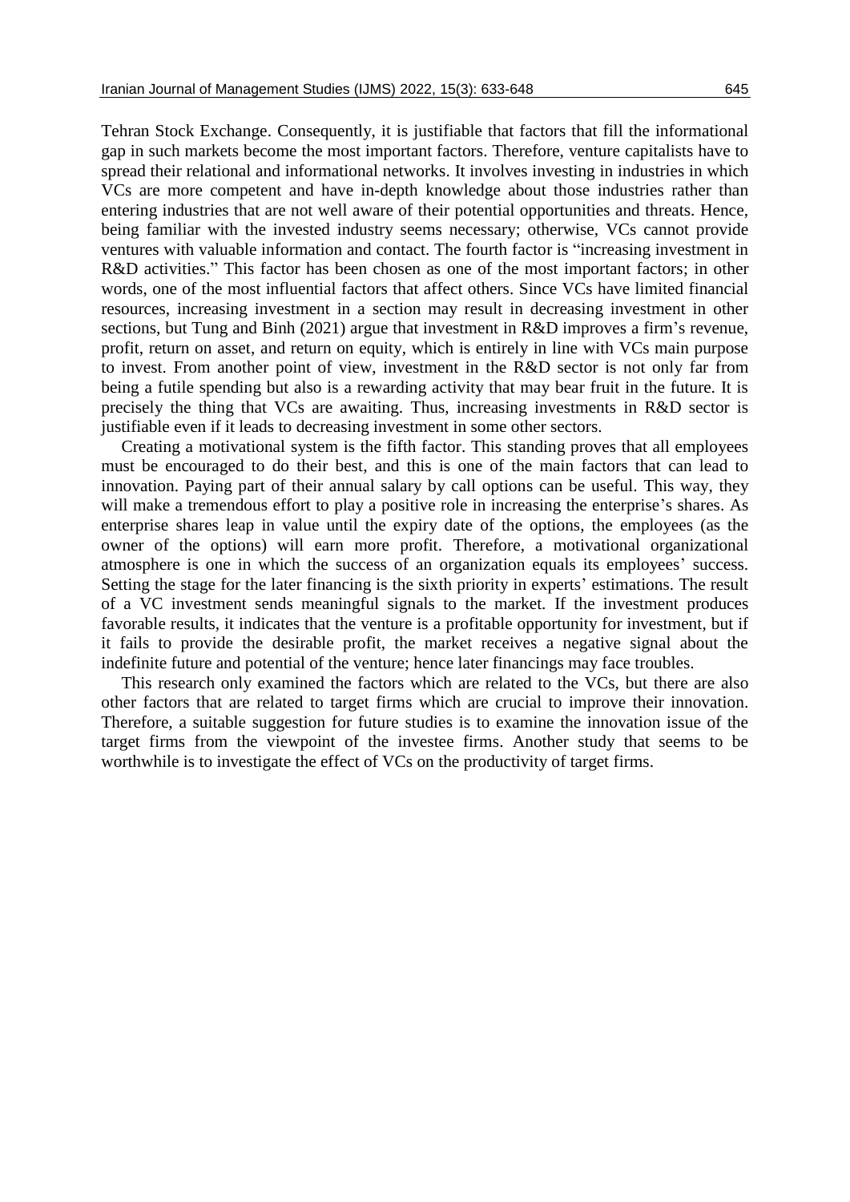Tehran Stock Exchange. Consequently, it is justifiable that factors that fill the informational gap in such markets become the most important factors. Therefore, venture capitalists have to spread their relational and informational networks. It involves investing in industries in which VCs are more competent and have in-depth knowledge about those industries rather than entering industries that are not well aware of their potential opportunities and threats. Hence, being familiar with the invested industry seems necessary; otherwise, VCs cannot provide ventures with valuable information and contact. The fourth factor is "increasing investment in R&D activities." This factor has been chosen as one of the most important factors; in other words, one of the most influential factors that affect others. Since VCs have limited financial resources, increasing investment in a section may result in decreasing investment in other sections, but Tung and Binh (2021) argue that investment in R&D improves a firm's revenue, profit, return on asset, and return on equity, which is entirely in line with VCs main purpose to invest. From another point of view, investment in the R&D sector is not only far from being a futile spending but also is a rewarding activity that may bear fruit in the future. It is precisely the thing that VCs are awaiting. Thus, increasing investments in R&D sector is justifiable even if it leads to decreasing investment in some other sectors.

Creating a motivational system is the fifth factor. This standing proves that all employees must be encouraged to do their best, and this is one of the main factors that can lead to innovation. Paying part of their annual salary by call options can be useful. This way, they will make a tremendous effort to play a positive role in increasing the enterprise's shares. As enterprise shares leap in value until the expiry date of the options, the employees (as the owner of the options) will earn more profit. Therefore, a motivational organizational atmosphere is one in which the success of an organization equals its employees' success. Setting the stage for the later financing is the sixth priority in experts' estimations. The result of a VC investment sends meaningful signals to the market. If the investment produces favorable results, it indicates that the venture is a profitable opportunity for investment, but if it fails to provide the desirable profit, the market receives a negative signal about the indefinite future and potential of the venture; hence later financings may face troubles.

This research only examined the factors which are related to the VCs, but there are also other factors that are related to target firms which are crucial to improve their innovation. Therefore, a suitable suggestion for future studies is to examine the innovation issue of the target firms from the viewpoint of the investee firms. Another study that seems to be worthwhile is to investigate the effect of VCs on the productivity of target firms.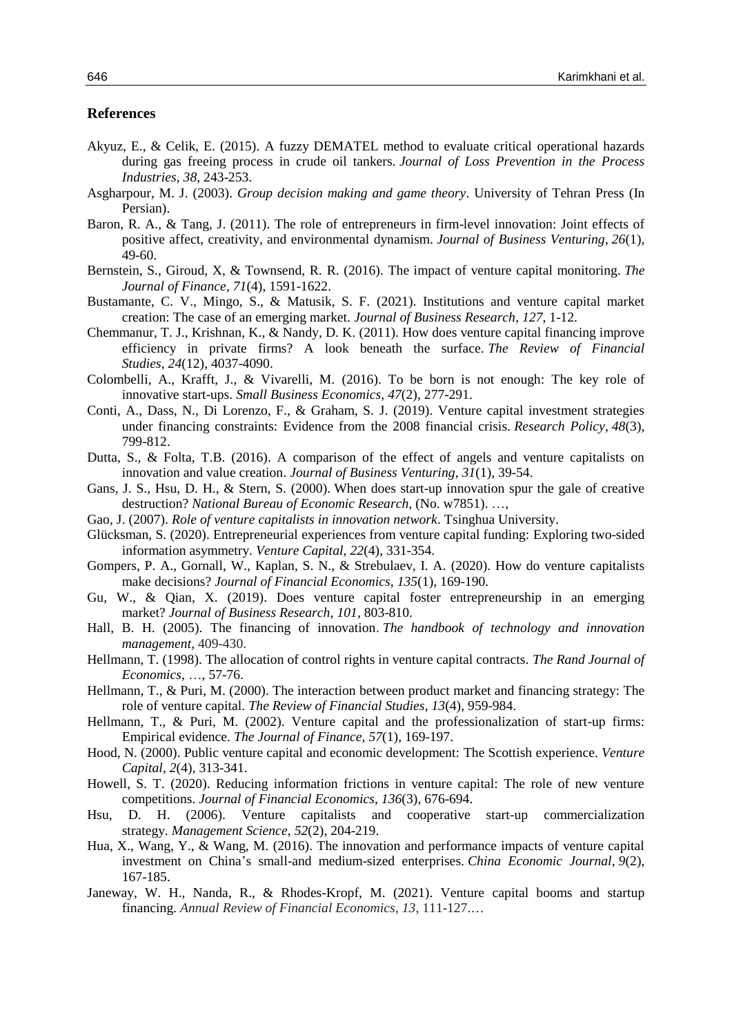## References

Akyuz, E., & Celik, E. (2015). A fuzzy DEMATEL method to evaluate critical operational hazards during gas freeing process in crude oil tankers. *Journal of Loss Prevention in the Process Industries*, *38*, 243-253.

Asgharpour, M. J. (2003). *Group decision making and game theory*. University of Tehran Press (In Persian).

Baron, R. A., & Tang, J. (2011). The role of entrepreneurs in firm-level innovation: Joint effects of positive affect, creativity, and environmental dynamism. *Journal of Business Venturing*, *26*(1), 49-60.

Bernstein, S., Giroud, X, & Townsend, R. R. (2016). The impact of venture capital monitoring. *The Journal of Finance*, *71*(4), 1591-1622.

Bustamante, C. V., Mingo, S., & Matusik, S. F. (2021). Institutions and venture capital market creation: The case of an emerging market. *Journal of Business Research*, *127*, 1-12.

Chemmanur, T. J., Krishnan, K., & Nandy, D. K. (2011). How does venture capital financing improve efficiency in private firms? A look beneath the surface. *The Review of Financial Studies*, *24*(12), 4037-4090.

Colombelli, A., Krafft, J., & Vivarelli, M. (2016). To be born is not enough: The key role of innovative start-ups. *Small Business Economics*, *47*(2), 277-291.

Conti, A., Dass, N., Di Lorenzo, F., & Graham, S. J. (2019). Venture capital investment strategies under financing constraints: Evidence from the 2008 financial crisis. *Research Policy*, *48*(3), 799-812.

Dutta, S., & Folta, T.B. (2016). A comparison of the effect of angels and venture capitalists on innovation and value creation. *Journal of Business Venturing*, *31*(1), 39-54.

Gans, J. S., Hsu, D. H., & Stern, S. (2000). When does start-up innovation spur the gale of creative destruction? *National Bureau of Economic Research,* (No. w7851). …,

Gao, J. (2007). *Role of venture capitalists in innovation network*. Tsinghua University.

Glücksman, S. (2020). Entrepreneurial experiences from venture capital funding: Exploring two-sided information asymmetry. *Venture Capital*, *22*(4), 331-354.

Gompers, P. A., Gornall, W., Kaplan, S. N., & Strebulaev, I. A. (2020). How do venture capitalists make decisions? *Journal of Financial Economics*, *135*(1), 169-190.

Gu, W., & Qian, X. (2019). Does venture capital foster entrepreneurship in an emerging market? *Journal of Business Research*, *101*, 803-810.

Hall, B. H. (2005). The financing of innovation. *The handbook of technology and innovation management*, 409-430.

Hellmann, T. (1998). The allocation of control rights in venture capital contracts. *The Rand Journal of Economics*, …, 57-76.

Hellmann, T., & Puri, M. (2000). The interaction between product market and financing strategy: The role of venture capital. *The Review of Financial Studies*, *13*(4), 959-984.

Hellmann, T., & Puri, M. (2002). Venture capital and the professionalization of start-up firms: Empirical evidence. *The Journal of Finance*, *57*(1), 169-197.

Hood, N. (2000). Public venture capital and economic development: The Scottish experience. *Venture Capital*, *2*(4), 313-341.

Howell, S. T. (2020). Reducing information frictions in venture capital: The role of new venture competitions. *Journal of Financial Economics*, *136*(3), 676-694.

Hsu, D. H. (2006). Venture capitalists and cooperative start-up commercialization strategy. *Management Science*, *52*(2), 204-219.

Hua, X., Wang, Y., & Wang, M. (2016). The innovation and performance impacts of venture capital investment on China's small-and medium-sized enterprises. *China Economic Journal*, *9*(2), 167-185.

Janeway, W. H., Nanda, R., & Rhodes-Kropf, M. (2021). Venture capital booms and startup financing. *Annual Review of Financial Economics*, *13*, 111-127.…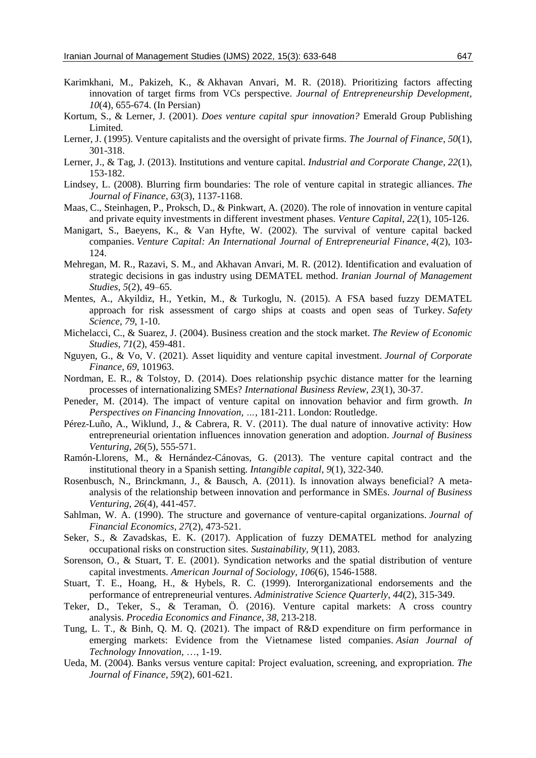Karimkhani, M., Pakizeh, K., & Akhavan Anvari, M. R. (2018). Prioritizing factors affecting innovation of target firms from VCs perspective. *Journal of Entrepreneurship Development, 10*(4), 655-674. (In Persian)

Kortum, S., & Lerner, J. (2001). *Does venture capital spur innovation?* Emerald Group Publishing Limited.

Lerner, J. (1995). Venture capitalists and the oversight of private firms. *The Journal of Finance*, *50*(1), 301-318.

Lerner, J., & Tag, J. (2013). Institutions and venture capital. *Industrial and Corporate Change*, *22*(1), 153-182.

Lindsey, L. (2008). Blurring firm boundaries: The role of venture capital in strategic alliances. *The Journal of Finance*, *63*(3), 1137-1168.

Maas, C., Steinhagen, P., Proksch, D., & Pinkwart, A. (2020). The role of innovation in venture capital and private equity investments in different investment phases. *Venture Capital*, *22*(1), 105-126.

Manigart, S., Baeyens, K., & Van Hyfte, W. (2002). The survival of venture capital backed companies. *Venture Capital: An International Journal of Entrepreneurial Finance*, *4*(2), 103-124.

Mehregan, M. R., Razavi, S. M., and Akhavan Anvari, M. R. (2012). Identification and evaluation of strategic decisions in gas industry using DEMATEL method. *Iranian Journal of Management Studies*, *5*(2), 49–65.

Mentes, A., Akyildiz, H., Yetkin, M., & Turkoglu, N. (2015). A FSA based fuzzy DEMATEL approach for risk assessment of cargo ships at coasts and open seas of Turkey. *Safety Science*, *79*, 1-10.

Michelacci, C., & Suarez, J. (2004). Business creation and the stock market. *The Review of Economic Studies*, *71*(2), 459-481.

Nguyen, G., & Vo, V. (2021). Asset liquidity and venture capital investment. *Journal of Corporate Finance*, *69*, 101963.

Nordman, E. R., & Tolstoy, D. (2014). Does relationship psychic distance matter for the learning processes of internationalizing SMEs? *International Business Review*, *23*(1), 30-37.

Peneder, M. (2014). The impact of venture capital on innovation behavior and firm growth. *In Perspectives on Financing Innovation, …*, 181-211. London: Routledge.

Pérez-Luño, A., Wiklund, J., & Cabrera, R. V. (2011). The dual nature of innovative activity: How entrepreneurial orientation influences innovation generation and adoption. *Journal of Business Venturing*, *26*(5), 555-571.

Ramón-Llorens, M., & Hernández-Cánovas, G. (2013). The venture capital contract and the institutional theory in a Spanish setting. *Intangible capital*, *9*(1), 322-340.

Rosenbusch, N., Brinckmann, J., & Bausch, A. (2011). Is innovation always beneficial? A meta-analysis of the relationship between innovation and performance in SMEs. *Journal of Business Venturing*, *26*(4), 441-457.

Sahlman, W. A. (1990). The structure and governance of venture-capital organizations. *Journal of Financial Economics*, *27*(2), 473-521.

Seker, S., & Zavadskas, E. K. (2017). Application of fuzzy DEMATEL method for analyzing occupational risks on construction sites. *Sustainability*, *9*(11), 2083.

Sorenson, O., & Stuart, T. E. (2001). Syndication networks and the spatial distribution of venture capital investments. *American Journal of Sociology*, *106*(6), 1546-1588.

Stuart, T. E., Hoang, H., & Hybels, R. C. (1999). Interorganizational endorsements and the performance of entrepreneurial ventures. *Administrative Science Quarterly*, *44*(2), 315-349.

Teker, D., Teker, S., & Teraman, Ö. (2016). Venture capital markets: A cross country analysis. *Procedia Economics and Finance*, *38*, 213-218.

Tung, L. T., & Binh, Q. M. Q. (2021). The impact of R&D expenditure on firm performance in emerging markets: Evidence from the Vietnamese listed companies. *Asian Journal of Technology Innovation*, …, 1-19.

Ueda, M. (2004). Banks versus venture capital: Project evaluation, screening, and expropriation. *The Journal of Finance*, *59*(2), 601-621.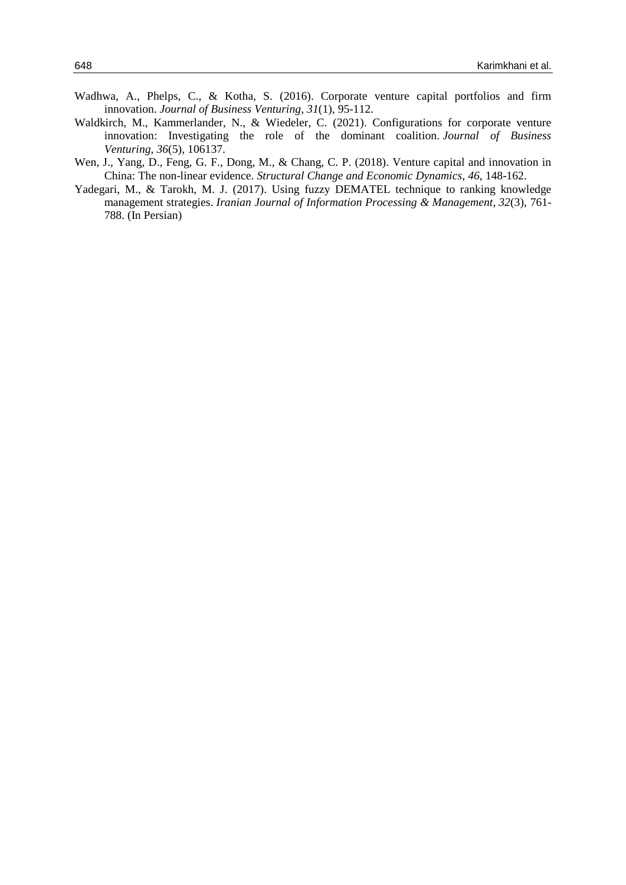Wadhwa, A., Phelps, C., & Kotha, S. (2016). Corporate venture capital portfolios and firm innovation. *Journal of Business Venturing*, *31*(1), 95-112.

Waldkirch, M., Kammerlander, N., & Wiedeler, C. (2021). Configurations for corporate venture innovation: Investigating the role of the dominant coalition. *Journal of Business Venturing*, *36*(5), 106137.

Wen, J., Yang, D., Feng, G. F., Dong, M., & Chang, C. P. (2018). Venture capital and innovation in China: The non-linear evidence. *Structural Change and Economic Dynamics*, *46*, 148-162.

Yadegari, M., & Tarokh, M. J. (2017). Using fuzzy DEMATEL technique to ranking knowledge management strategies. *Iranian Journal of Information Processing & Management*, *32*(3), 761-788. (In Persian)